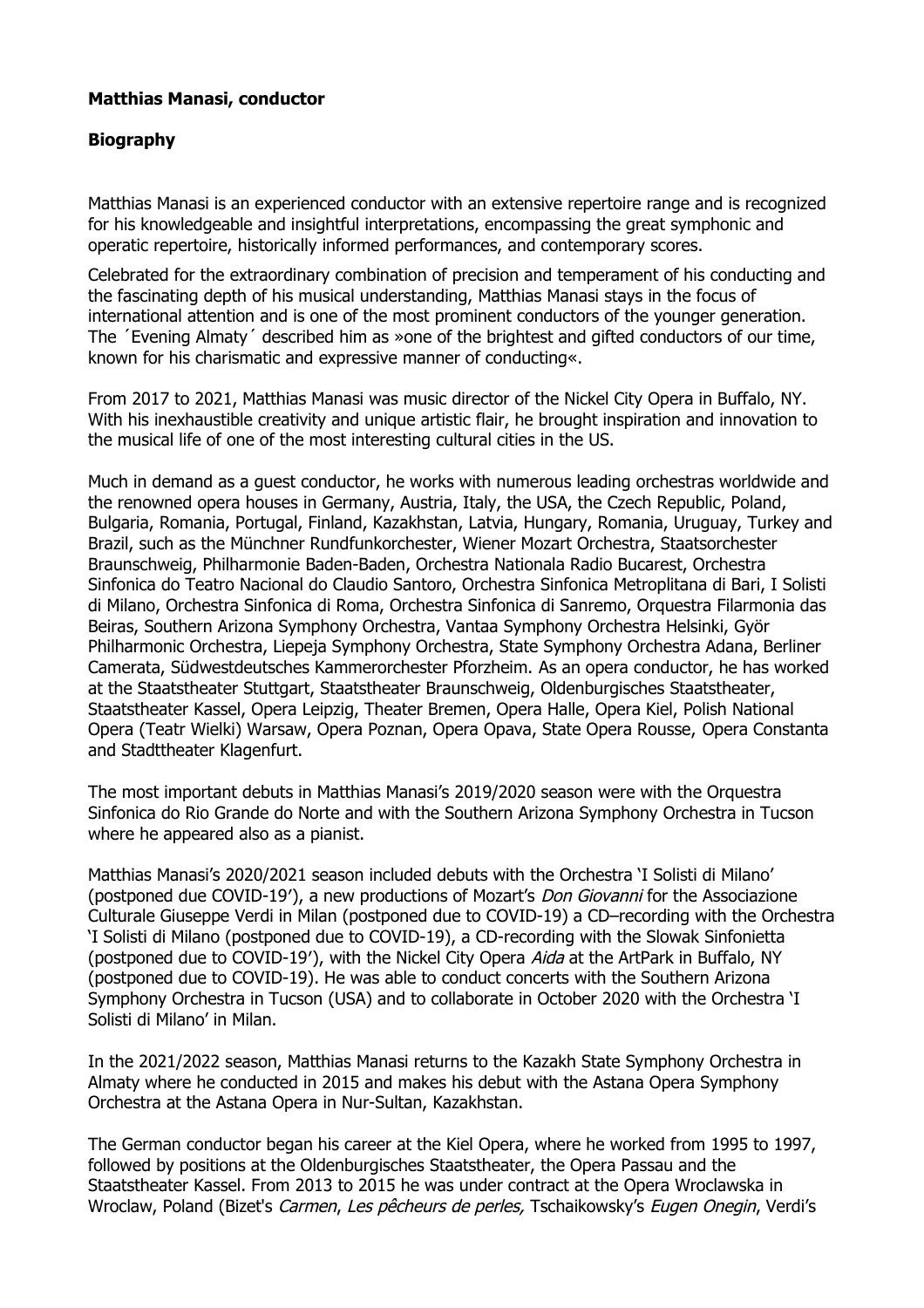**Matthias Manasi, conductor**

**Biography**

Matthias Manasi is an experienced conductor with an extensive repertoire range and is recognized for his knowledgeable and insightful interpretations, encompassing the great symphonic and operatic repertoire, historically informed performances, and contemporary scores.

Celebrated for the extraordinary combination of precision and temperament of his conducting and the fascinating depth of his musical understanding, Matthias Manasi stays in the focus of international attention and is one of the most prominent conductors of the younger generation. The ´Evening Almaty´ described him as »one of the brightest and gifted conductors of our time, known for his charismatic and expressive manner of conducting«.

From 2017 to 2021, Matthias Manasi was music director of the Nickel City Opera in Buffalo, NY. With his inexhaustible creativity and unique artistic flair, he brought inspiration and innovation to the musical life of one of the most interesting cultural cities in the US.

Much in demand as a guest conductor, he works with numerous leading orchestras worldwide and the renowned opera houses in Germany, Austria, Italy, the USA, the Czech Republic, Poland, Bulgaria, Romania, Portugal, Finland, Kazakhstan, Latvia, Hungary, Romania, Uruguay, Turkey and Brazil, such as the Münchner Rundfunkorchester, Wiener Mozart Orchestra, Staatsorchester Braunschweig, Philharmonie Baden-Baden, Orchestra Nationala Radio Bucarest, Orchestra Sinfonica do Teatro Nacional do Claudio Santoro, Orchestra Sinfonica Metroplitana di Bari, I Solisti di Milano, Orchestra Sinfonica di Roma, Orchestra Sinfonica di Sanremo, Orquestra Filarmonia das Beiras, Southern Arizona Symphony Orchestra, Vantaa Symphony Orchestra Helsinki, Györ Philharmonic Orchestra, Liepeja Symphony Orchestra, State Symphony Orchestra Adana, Berliner Camerata, Südwestdeutsches Kammerorchester Pforzheim. As an opera conductor, he has worked at the Staatstheater Stuttgart, Staatstheater Braunschweig, Oldenburgisches Staatstheater, Staatstheater Kassel, Opera Leipzig, Theater Bremen, Opera Halle, Opera Kiel, Polish National Opera (Teatr Wielki) Warsaw, Opera Poznan, Opera Opava, State Opera Rousse, Opera Constanta and Stadttheater Klagenfurt.

The most important debuts in Matthias Manasi's 2019/2020 season were with the Orquestra Sinfonica do Rio Grande do Norte and with the Southern Arizona Symphony Orchestra in Tucson where he appeared also as a pianist.

Matthias Manasi's 2020/2021 season included debuts with the Orchestra 'I Solisti di Milano' (postponed due COVID-19'), a new productions of Mozart's *Don Giovanni* for the Associazione Culturale Giuseppe Verdi in Milan (postponed due to COVID-19) a CD–recording with the Orchestra 'I Solisti di Milano (postponed due to COVID-19), a CD-recording with the Slowak Sinfonietta (postponed due to COVID-19'), with the Nickel City Opera *Aida* at the ArtPark in Buffalo, NY (postponed due to COVID-19). He was able to conduct concerts with the Southern Arizona Symphony Orchestra in Tucson (USA) and to collaborate in October 2020 with the Orchestra 'I Solisti di Milano' in Milan.

In the 2021/2022 season, Matthias Manasi returns to the Kazakh State Symphony Orchestra in Almaty where he conducted in 2015 and makes his debut with the Astana Opera Symphony Orchestra at the Astana Opera in Nur-Sultan, Kazakhstan.

The German conductor began his career at the Kiel Opera, where he worked from 1995 to 1997, followed by positions at the Oldenburgisches Staatstheater, the Opera Passau and the Staatstheater Kassel. From 2013 to 2015 he was under contract at the Opera Wroclawska in Wroclaw, Poland (Bizet's *Carmen*, *Les pêcheurs de perles,* Tschaikowsky's *Eugen Onegin*, Verdi's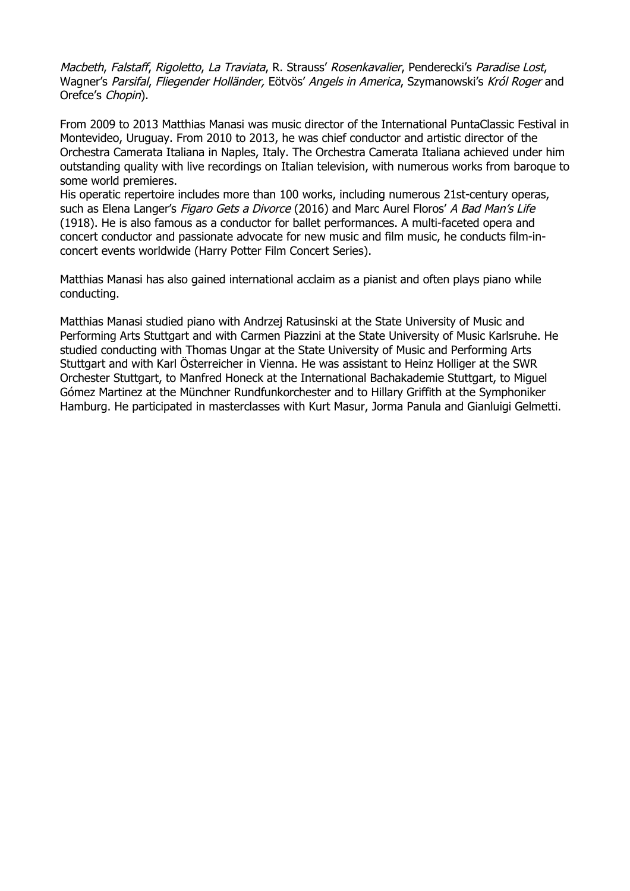*Macbeth*, *Falstaff*, *Rigoletto*, *La Traviata*, R. Strauss' *Rosenkavalier*, Penderecki's *Paradise Lost*, Wagner's *Parsifal*, *Fliegender Holländer,* Eötvös' *Angels in America*, Szymanowski's *Król Roger* and Orefce's *Chopin*).

From 2009 to 2013 Matthias Manasi was music director of the International PuntaClassic Festival in Montevideo, Uruguay. From 2010 to 2013, he was chief conductor and artistic director of the Orchestra Camerata Italiana in Naples, Italy. The Orchestra Camerata Italiana achieved under him outstanding quality with live recordings on Italian television, with numerous works from baroque to some world premieres.
His operatic repertoire includes more than 100 works, including numerous 21st-century operas, such as Elena Langer's *Figaro Gets a Divorce* (2016) and Marc Aurel Floros' *A Bad Man's Life* (1918). He is also famous as a conductor for ballet performances. A multi-faceted opera and concert conductor and passionate advocate for new music and film music, he conducts film-in-concert events worldwide (Harry Potter Film Concert Series).

Matthias Manasi has also gained international acclaim as a pianist and often plays piano while conducting.

Matthias Manasi studied piano with Andrzej Ratusinski at the State University of Music and Performing Arts Stuttgart and with Carmen Piazzini at the State University of Music Karlsruhe. He studied conducting with Thomas Ungar at the State University of Music and Performing Arts Stuttgart and with Karl Österreicher in Vienna. He was assistant to Heinz Holliger at the SWR Orchester Stuttgart, to Manfred Honeck at the International Bachakademie Stuttgart, to Miguel Gómez Martinez at the Münchner Rundfunkorchester and to Hillary Griffith at the Symphoniker Hamburg. He participated in masterclasses with Kurt Masur, Jorma Panula and Gianluigi Gelmetti.